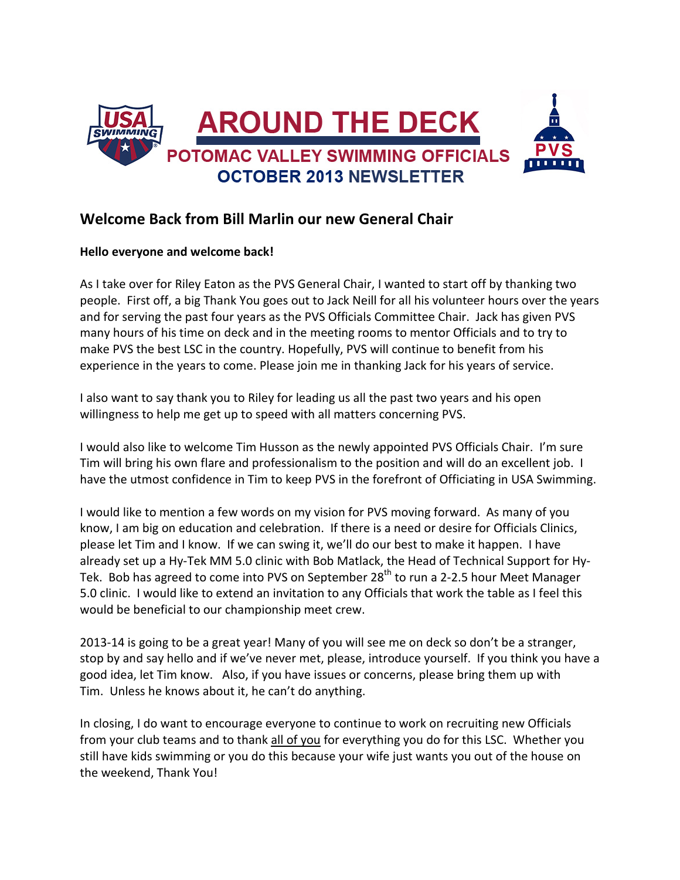# AROUND THE DECK

## POTOMAC VALLEY SWIMMING OFFICIALS

## OCTOBER 2013 NEWSLETTER

## Welcome Back from Bill Marlin our new General Chair

**Hello everyone and welcome back!**

As I take over for Riley Eaton as the PVS General Chair, I wanted to start off by thanking two people. First off, a big Thank You goes out to Jack Neill for all his volunteer hours over the years and for serving the past four years as the PVS Officials Committee Chair. Jack has given PVS many hours of his time on deck and in the meeting rooms to mentor Officials and to try to make PVS the best LSC in the country. Hopefully, PVS will continue to benefit from his experience in the years to come. Please join me in thanking Jack for his years of service.

I also want to say thank you to Riley for leading us all the past two years and his open willingness to help me get up to speed with all matters concerning PVS.

I would also like to welcome Tim Husson as the newly appointed PVS Officials Chair. I'm sure Tim will bring his own flare and professionalism to the position and will do an excellent job. I have the utmost confidence in Tim to keep PVS in the forefront of Officiating in USA Swimming.

I would like to mention a few words on my vision for PVS moving forward. As many of you know, I am big on education and celebration. If there is a need or desire for Officials Clinics, please let Tim and I know. If we can swing it, we'll do our best to make it happen. I have already set up a Hy-Tek MM 5.0 clinic with Bob Matlack, the Head of Technical Support for Hy-Tek. Bob has agreed to come into PVS on September 28th to run a 2-2.5 hour Meet Manager 5.0 clinic. I would like to extend an invitation to any Officials that work the table as I feel this would be beneficial to our championship meet crew.

2013-14 is going to be a great year! Many of you will see me on deck so don't be a stranger, stop by and say hello and if we've never met, please, introduce yourself. If you think you have a good idea, let Tim know. Also, if you have issues or concerns, please bring them up with Tim. Unless he knows about it, he can't do anything.

In closing, I do want to encourage everyone to continue to work on recruiting new Officials from your club teams and to thank all of you for everything you do for this LSC. Whether you still have kids swimming or you do this because your wife just wants you out of the house on the weekend, Thank You!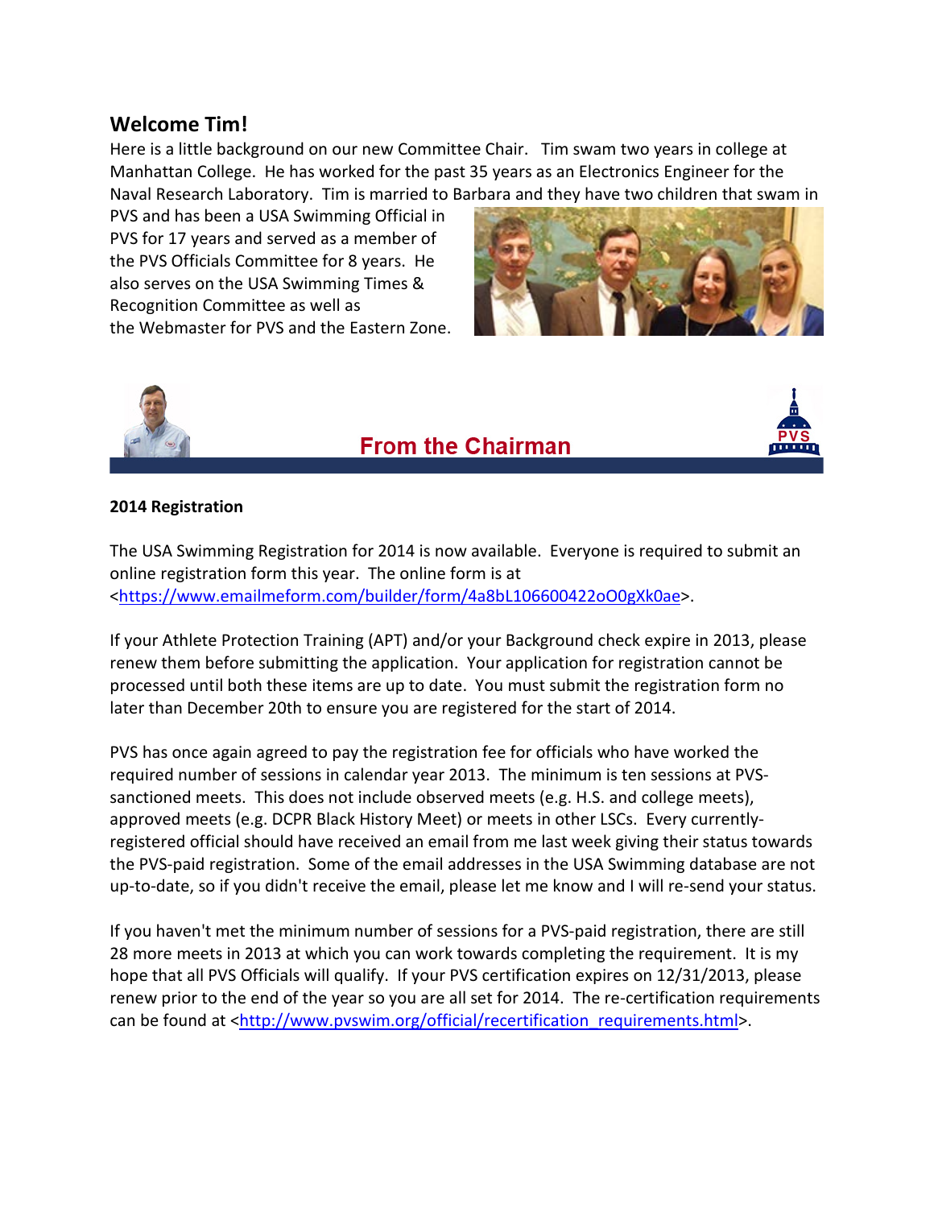## Welcome Tim!

Here is a little background on our new Committee Chair. Tim swam two years in college at Manhattan College. He has worked for the past 35 years as an Electronics Engineer for the Naval Research Laboratory. Tim is married to Barbara and they have two children that swam in PVS and has been a USA Swimming Official in PVS for 17 years and served as a member of the PVS Officials Committee for 8 years. He also serves on the USA Swimming Times & Recognition Committee as well as the Webmaster for PVS and the Eastern Zone.

## From the Chairman

**2014 Registration**

The USA Swimming Registration for 2014 is now available. Everyone is required to submit an online registration form this year. The online form is at <https://www.emailmeform.com/builder/form/4a8bL106600422oO0gXk0ae>.

If your Athlete Protection Training (APT) and/or your Background check expire in 2013, please renew them before submitting the application. Your application for registration cannot be processed until both these items are up to date. You must submit the registration form no later than December 20th to ensure you are registered for the start of 2014.

PVS has once again agreed to pay the registration fee for officials who have worked the required number of sessions in calendar year 2013. The minimum is ten sessions at PVS-sanctioned meets. This does not include observed meets (e.g. H.S. and college meets), approved meets (e.g. DCPR Black History Meet) or meets in other LSCs. Every currently-registered official should have received an email from me last week giving their status towards the PVS-paid registration. Some of the email addresses in the USA Swimming database are not up-to-date, so if you didn't receive the email, please let me know and I will re-send your status.

If you haven't met the minimum number of sessions for a PVS-paid registration, there are still 28 more meets in 2013 at which you can work towards completing the requirement. It is my hope that all PVS Officials will qualify. If your PVS certification expires on 12/31/2013, please renew prior to the end of the year so you are all set for 2014. The re-certification requirements can be found at <http://www.pvswim.org/official/recertification_requirements.html>.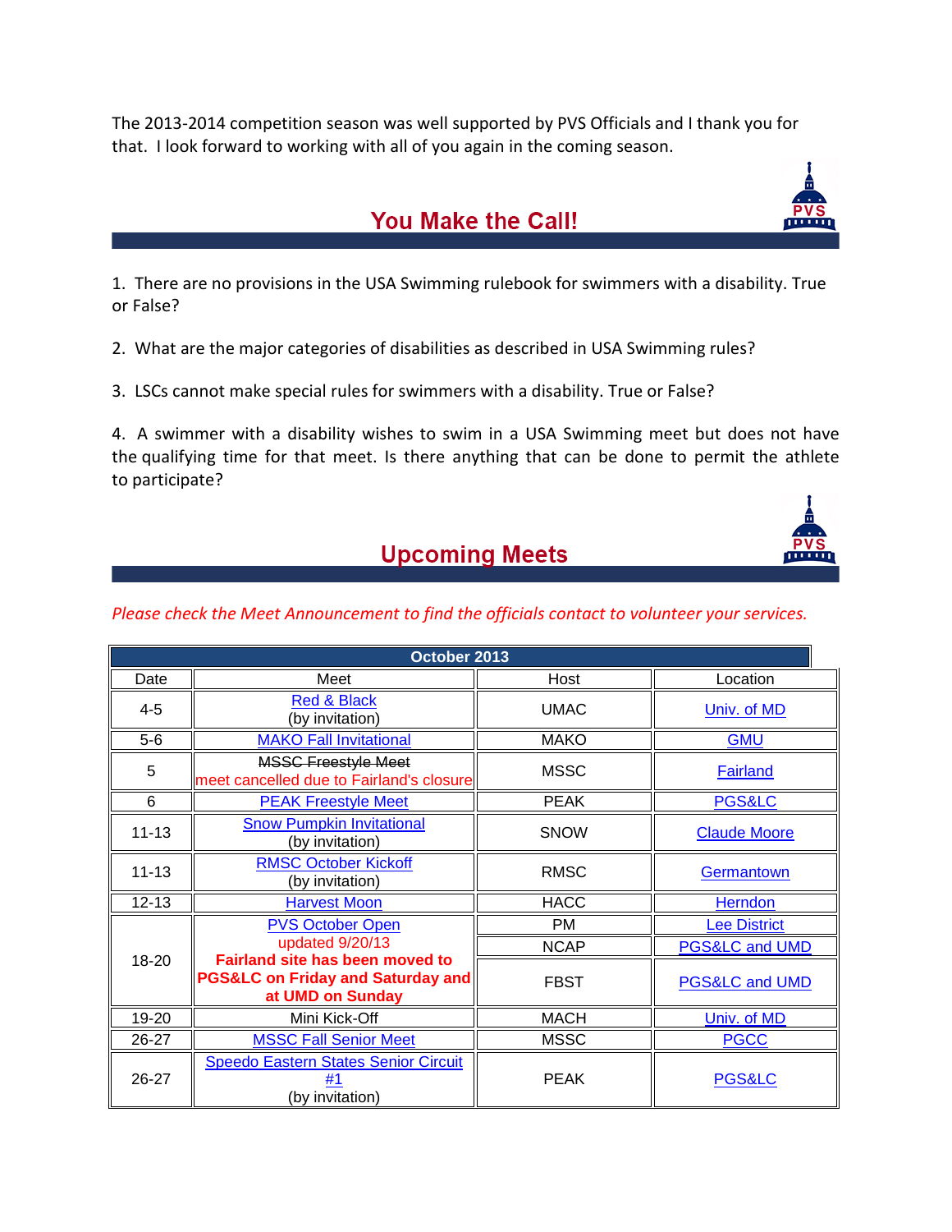The 2013-2014 competition season was well supported by PVS Officials and I thank you for that. I look forward to working with all of you again in the coming season.

## You Make the Call!

1. There are no provisions in the USA Swimming rulebook for swimmers with a disability. True or False?

2. What are the major categories of disabilities as described in USA Swimming rules?

3. LSCs cannot make special rules for swimmers with a disability. True or False?

4. A swimmer with a disability wishes to swim in a USA Swimming meet but does not have the qualifying time for that meet. Is there anything that can be done to permit the athlete to participate?

## Upcoming Meets

*Please check the Meet Announcement to find the officials contact to volunteer your services.*

| October 2013 | | | |
|---|---|---|---|
| Date | Meet | Host | Location |
| 4-5 | Red & Black (by invitation) | UMAC | Univ. of MD |
| 5-6 | MAKO Fall Invitational | MAKO | GMU |
| 5 | ~~MSSC Freestyle Meet~~ meet cancelled due to Fairland's closure | MSSC | Fairland |
| 6 | PEAK Freestyle Meet | PEAK | PGS&LC |
| 11-13 | Snow Pumpkin Invitational (by invitation) | SNOW | Claude Moore |
| 11-13 | RMSC October Kickoff (by invitation) | RMSC | Germantown |
| 12-13 | Harvest Moon | HACC | Herndon |
| 18-20 | PVS October Open updated 9/20/13 **Fairland site has been moved to PGS&LC on Friday and Saturday and at UMD on Sunday** | PM | Lee District |
| | | NCAP | PGS&LC and UMD |
| | | FBST | PGS&LC and UMD |
| 19-20 | Mini Kick-Off | MACH | Univ. of MD |
| 26-27 | MSSC Fall Senior Meet | MSSC | PGCC |
| 26-27 | Speedo Eastern States Senior Circuit #1 (by invitation) | PEAK | PGS&LC |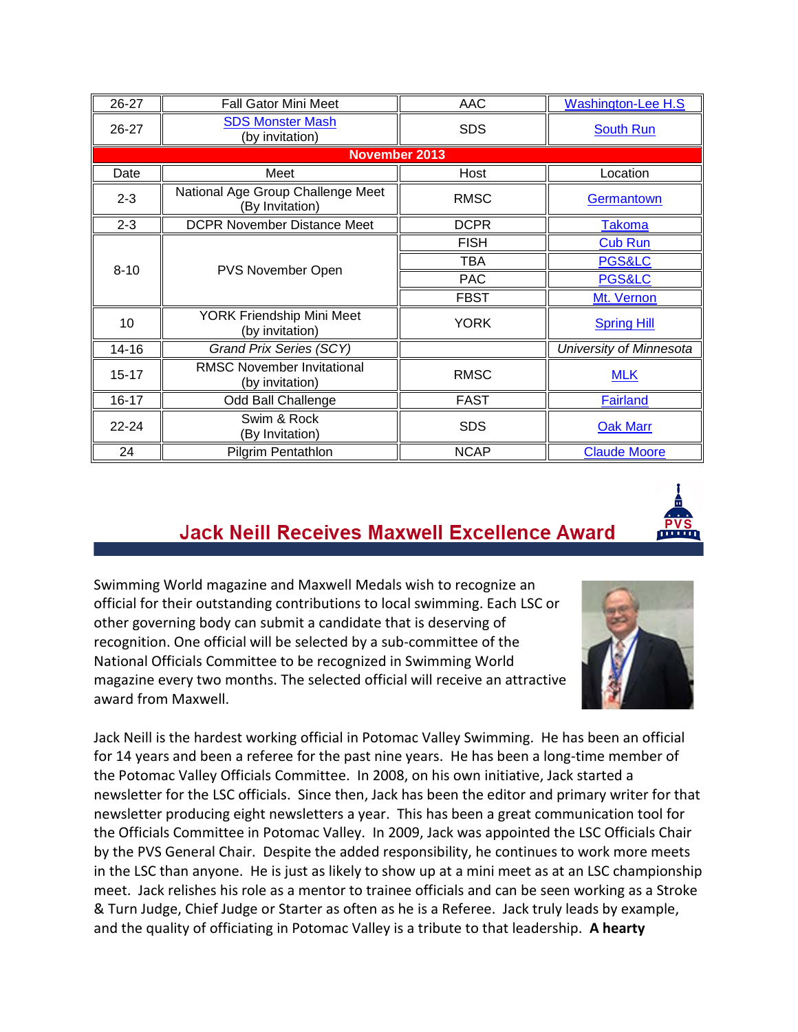| 26-27 | Fall Gator Mini Meet | AAC | Washington-Lee H.S |
|---|---|---|---|
| 26-27 | SDS Monster Mash<br>(by invitation) | SDS | South Run |
| **November 2013** | | | |
| Date | Meet | Host | Location |
| 2-3 | National Age Group Challenge Meet<br>(By Invitation) | RMSC | Germantown |
| 2-3 | DCPR November Distance Meet | DCPR | Takoma |
| 8-10 | PVS November Open | FISH | Cub Run |
| | | TBA | PGS&LC |
| | | PAC | PGS&LC |
| | | FBST | Mt. Vernon |
| 10 | YORK Friendship Mini Meet<br>(by invitation) | YORK | Spring Hill |
| 14-16 | *Grand Prix Series (SCY)* | | *University of Minnesota* |
| 15-17 | RMSC November Invitational<br>(by invitation) | RMSC | MLK |
| 16-17 | Odd Ball Challenge | FAST | Fairland |
| 22-24 | Swim & Rock<br>(By Invitation) | SDS | Oak Marr |
| 24 | Pilgrim Pentathlon | NCAP | Claude Moore |

## Jack Neill Receives Maxwell Excellence Award

Swimming World magazine and Maxwell Medals wish to recognize an official for their outstanding contributions to local swimming. Each LSC or other governing body can submit a candidate that is deserving of recognition. One official will be selected by a sub-committee of the National Officials Committee to be recognized in Swimming World magazine every two months. The selected official will receive an attractive award from Maxwell.

Jack Neill is the hardest working official in Potomac Valley Swimming. He has been an official for 14 years and been a referee for the past nine years. He has been a long-time member of the Potomac Valley Officials Committee. In 2008, on his own initiative, Jack started a newsletter for the LSC officials. Since then, Jack has been the editor and primary writer for that newsletter producing eight newsletters a year. This has been a great communication tool for the Officials Committee in Potomac Valley. In 2009, Jack was appointed the LSC Officials Chair by the PVS General Chair. Despite the added responsibility, he continues to work more meets in the LSC than anyone. He is just as likely to show up at a mini meet as at an LSC championship meet. Jack relishes his role as a mentor to trainee officials and can be seen working as a Stroke & Turn Judge, Chief Judge or Starter as often as he is a Referee. Jack truly leads by example, and the quality of officiating in Potomac Valley is a tribute to that leadership. **A hearty**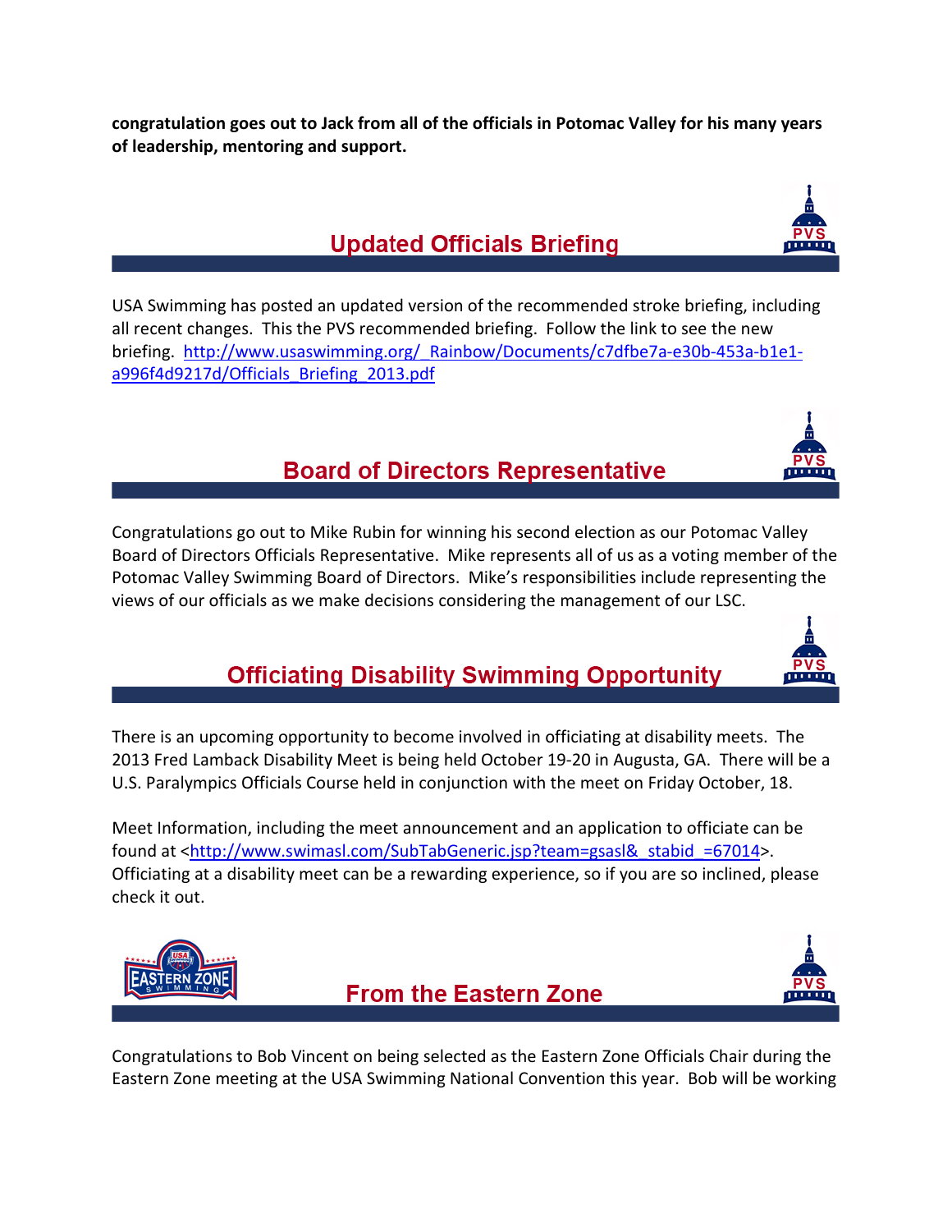**congratulation goes out to Jack from all of the officials in Potomac Valley for his many years of leadership, mentoring and support.**

## Updated Officials Briefing

USA Swimming has posted an updated version of the recommended stroke briefing, including all recent changes. This the PVS recommended briefing. Follow the link to see the new briefing. [http://www.usaswimming.org/_Rainbow/Documents/c7dfbe7a-e30b-453a-b1e1-a996f4d9217d/Officials_Briefing_2013.pdf](http://www.usaswimming.org/_Rainbow/Documents/c7dfbe7a-e30b-453a-b1e1-a996f4d9217d/Officials_Briefing_2013.pdf)

## Board of Directors Representative

Congratulations go out to Mike Rubin for winning his second election as our Potomac Valley Board of Directors Officials Representative. Mike represents all of us as a voting member of the Potomac Valley Swimming Board of Directors. Mike's responsibilities include representing the views of our officials as we make decisions considering the management of our LSC.

## Officiating Disability Swimming Opportunity

There is an upcoming opportunity to become involved in officiating at disability meets. The 2013 Fred Lamback Disability Meet is being held October 19-20 in Augusta, GA. There will be a U.S. Paralympics Officials Course held in conjunction with the meet on Friday October, 18.

Meet Information, including the meet announcement and an application to officiate can be found at <[http://www.swimasl.com/SubTabGeneric.jsp?team=gsasl&_stabid_=67014](http://www.swimasl.com/SubTabGeneric.jsp?team=gsasl&_stabid_=67014)>. Officiating at a disability meet can be a rewarding experience, so if you are so inclined, please check it out.

## From the Eastern Zone

Congratulations to Bob Vincent on being selected as the Eastern Zone Officials Chair during the Eastern Zone meeting at the USA Swimming National Convention this year. Bob will be working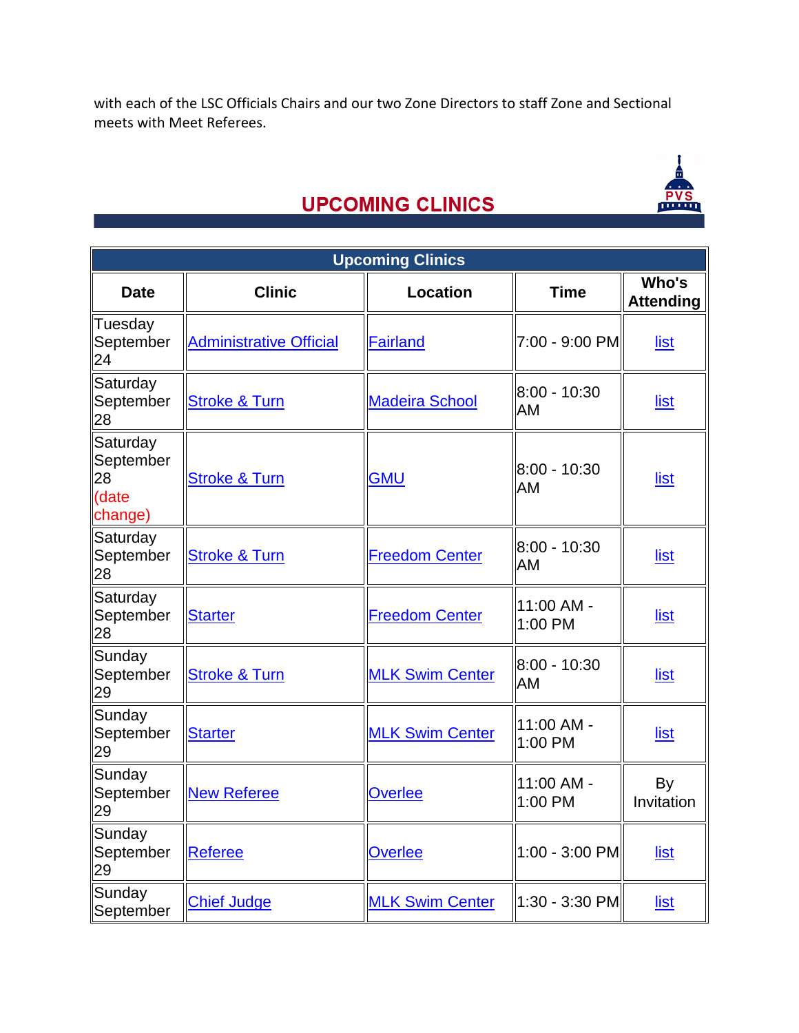with each of the LSC Officials Chairs and our two Zone Directors to staff Zone and Sectional meets with Meet Referees.

## UPCOMING CLINICS

| Upcoming Clinics | | | | |
|---|---|---|---|---|
| **Date** | **Clinic** | **Location** | **Time** | **Who's Attending** |
| Tuesday September 24 | Administrative Official | Fairland | 7:00 - 9:00 PM | list |
| Saturday September 28 | Stroke & Turn | Madeira School | 8:00 - 10:30 AM | list |
| Saturday September 28 (date change) | Stroke & Turn | GMU | 8:00 - 10:30 AM | list |
| Saturday September 28 | Stroke & Turn | Freedom Center | 8:00 - 10:30 AM | list |
| Saturday September 28 | Starter | Freedom Center | 11:00 AM - 1:00 PM | list |
| Sunday September 29 | Stroke & Turn | MLK Swim Center | 8:00 - 10:30 AM | list |
| Sunday September 29 | Starter | MLK Swim Center | 11:00 AM - 1:00 PM | list |
| Sunday September 29 | New Referee | Overlee | 11:00 AM - 1:00 PM | By Invitation |
| Sunday September 29 | Referee | Overlee | 1:00 - 3:00 PM | list |
| Sunday September | Chief Judge | MLK Swim Center | 1:30 - 3:30 PM | list |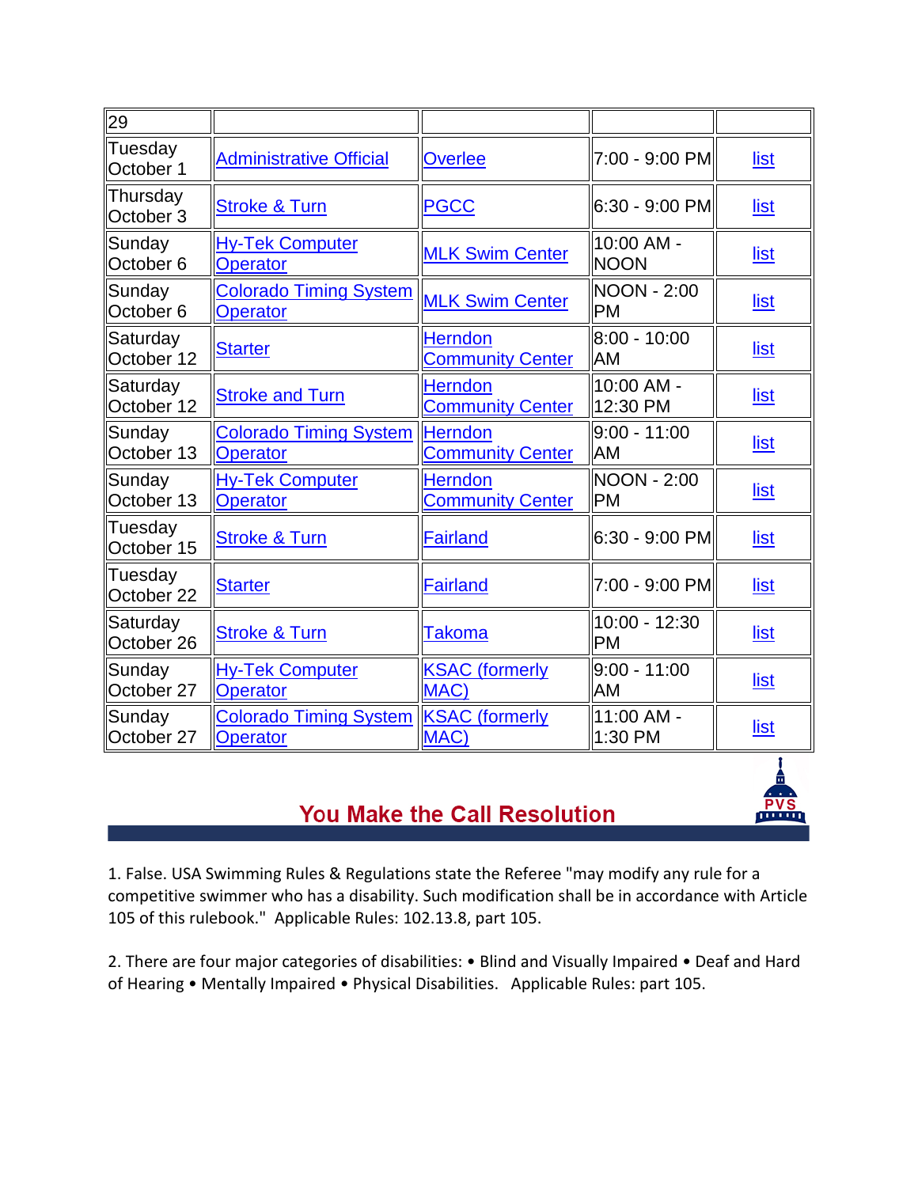| 29 | | | | |
|---|---|---|---|---|
| Tuesday October 1 | Administrative Official | Overlee | 7:00 - 9:00 PM | list |
| Thursday October 3 | Stroke & Turn | PGCC | 6:30 - 9:00 PM | list |
| Sunday October 6 | Hy-Tek Computer Operator | MLK Swim Center | 10:00 AM - NOON | list |
| Sunday October 6 | Colorado Timing System Operator | MLK Swim Center | NOON - 2:00 PM | list |
| Saturday October 12 | Starter | Herndon Community Center | 8:00 - 10:00 AM | list |
| Saturday October 12 | Stroke and Turn | Herndon Community Center | 10:00 AM - 12:30 PM | list |
| Sunday October 13 | Colorado Timing System Operator | Herndon Community Center | 9:00 - 11:00 AM | list |
| Sunday October 13 | Hy-Tek Computer Operator | Herndon Community Center | NOON - 2:00 PM | list |
| Tuesday October 15 | Stroke & Turn | Fairland | 6:30 - 9:00 PM | list |
| Tuesday October 22 | Starter | Fairland | 7:00 - 9:00 PM | list |
| Saturday October 26 | Stroke & Turn | Takoma | 10:00 - 12:30 PM | list |
| Sunday October 27 | Hy-Tek Computer Operator | KSAC (formerly MAC) | 9:00 - 11:00 AM | list |
| Sunday October 27 | Colorado Timing System Operator | KSAC (formerly MAC) | 11:00 AM - 1:30 PM | list |

## You Make the Call Resolution

1. False. USA Swimming Rules & Regulations state the Referee "may modify any rule for a competitive swimmer who has a disability. Such modification shall be in accordance with Article 105 of this rulebook." Applicable Rules: 102.13.8, part 105.

2. There are four major categories of disabilities: • Blind and Visually Impaired • Deaf and Hard of Hearing • Mentally Impaired • Physical Disabilities. Applicable Rules: part 105.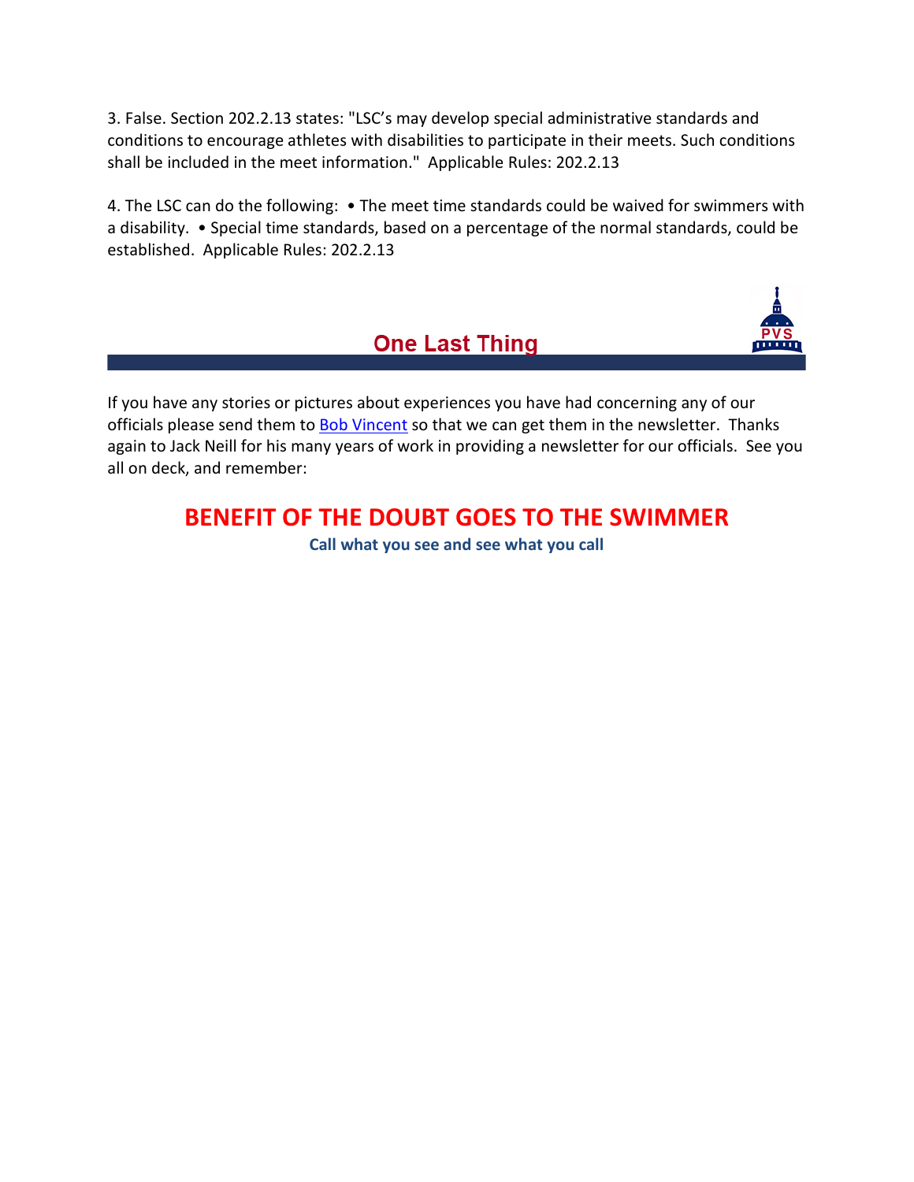3. False. Section 202.2.13 states: "LSC's may develop special administrative standards and conditions to encourage athletes with disabilities to participate in their meets. Such conditions shall be included in the meet information." Applicable Rules: 202.2.13

4. The LSC can do the following: • The meet time standards could be waived for swimmers with a disability. • Special time standards, based on a percentage of the normal standards, could be established. Applicable Rules: 202.2.13

## One Last Thing

If you have any stories or pictures about experiences you have had concerning any of our officials please send them to Bob Vincent so that we can get them in the newsletter. Thanks again to Jack Neill for his many years of work in providing a newsletter for our officials. See you all on deck, and remember:

**BENEFIT OF THE DOUBT GOES TO THE SWIMMER**

**Call what you see and see what you call**